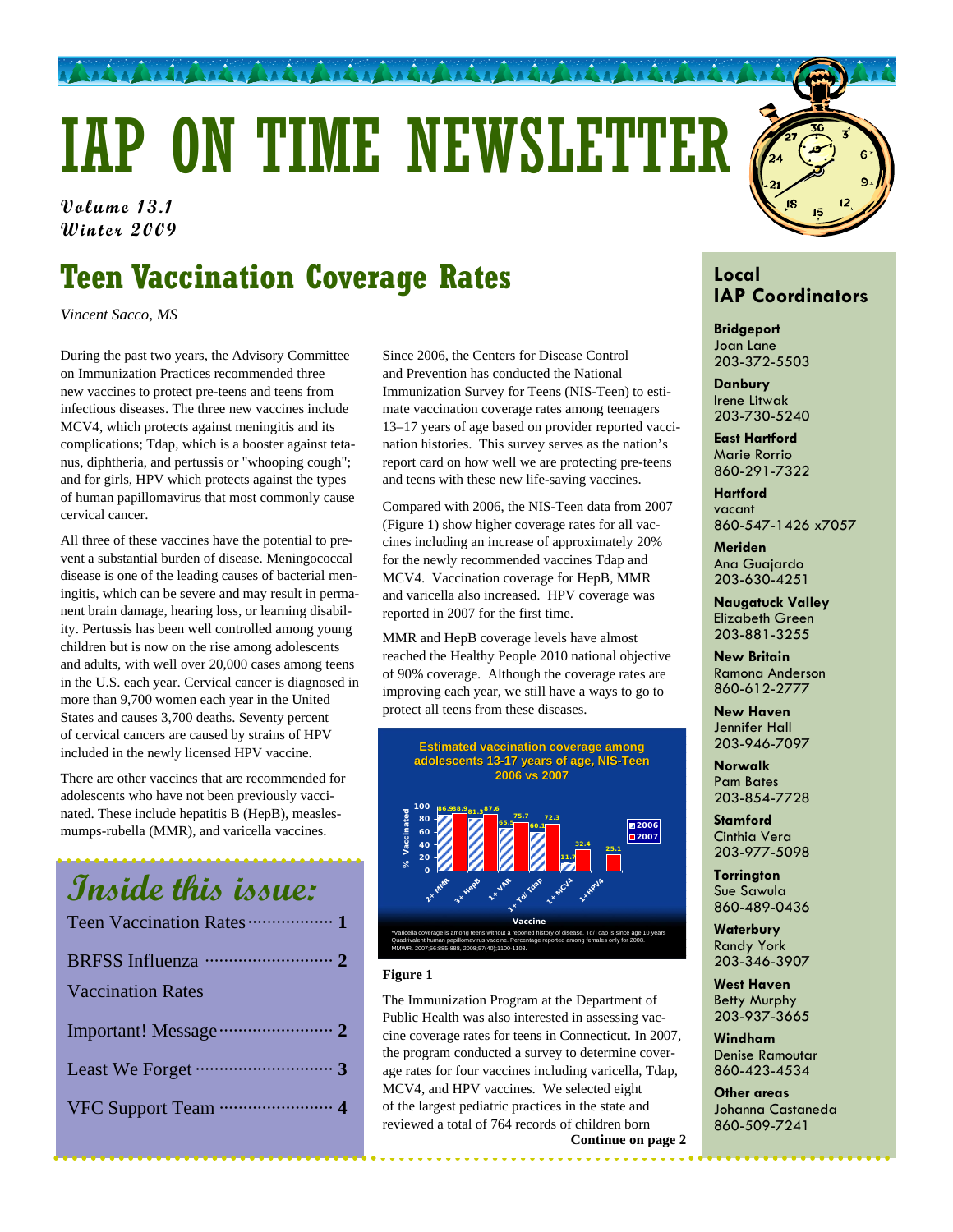# IAP ON TIME NEWSLETTER

*Volume 13.1*
*Winter 2009*

## Teen Vaccination Coverage Rates

*Vincent Sacco, MS*

During the past two years, the Advisory Committee on Immunization Practices recommended three new vaccines to protect pre-teens and teens from infectious diseases. The three new vaccines include MCV4, which protects against meningitis and its complications; Tdap, which is a booster against tetanus, diphtheria, and pertussis or "whooping cough"; and for girls, HPV which protects against the types of human papillomavirus that most commonly cause cervical cancer.

All three of these vaccines have the potential to prevent a substantial burden of disease. Meningococcal disease is one of the leading causes of bacterial meningitis, which can be severe and may result in permanent brain damage, hearing loss, or learning disability. Pertussis has been well controlled among young children but is now on the rise among adolescents and adults, with well over 20,000 cases among teens in the U.S. each year. Cervical cancer is diagnosed in more than 9,700 women each year in the United States and causes 3,700 deaths. Seventy percent of cervical cancers are caused by strains of HPV included in the newly licensed HPV vaccine.

There are other vaccines that are recommended for adolescents who have not been previously vaccinated. These include hepatitis B (HepB), measles-mumps-rubella (MMR), and varicella vaccines.

Since 2006, the Centers for Disease Control and Prevention has conducted the National Immunization Survey for Teens (NIS-Teen) to estimate vaccination coverage rates among teenagers 13–17 years of age based on provider reported vaccination histories. This survey serves as the nation's report card on how well we are protecting pre-teens and teens with these new life-saving vaccines.

Compared with 2006, the NIS-Teen data from 2007 (Figure 1) show higher coverage rates for all vaccines including an increase of approximately 20% for the newly recommended vaccines Tdap and MCV4. Vaccination coverage for HepB, MMR and varicella also increased. HPV coverage was reported in 2007 for the first time.

MMR and HepB coverage levels have almost reached the Healthy People 2010 national objective of 90% coverage. Although the coverage rates are improving each year, we still have a ways to go to protect all teens from these diseases.

**Estimated vaccination coverage among adolescents 13-17 years of age, NIS-Teen 2006 vs 2007**

| Vaccine | 2006 (%) | 2007 (%) |
|---|---|---|
| 2+ MMR | 86.9 | 88.9 |
| 3+ HepB | 81.3 | 87.6 |
| 1+ VAR | 65.5 | 75.7 |
| 1+ Td/ Tdap | 60.1 | 72.3 |
| 1+ MCV4 | 11.7 | 32.4 |
| 1+HPV4 | | 25.1 |

*Varicella coverage is among teens without a reported history of disease. Td/Tdap is since age 10 years Quadrivalent human papillomavirus vaccine. Percentage reported among females only for 2008. MMWR. 2007;56:885-888, 2008;57(40);1100-1103.

**Figure 1**

The Immunization Program at the Department of Public Health was also interested in assessing vaccine coverage rates for teens in Connecticut. In 2007, the program conducted a survey to determine coverage rates for four vaccines including varicella, Tdap, MCV4, and HPV vaccines. We selected eight of the largest pediatric practices in the state and reviewed a total of 764 records of children born

**Continue on page 2**

## Inside this issue:

- Teen Vaccination Rates ........ 1
- BRFSS Influenza Vaccination Rates ........ 2
- Important! Message ........ 2
- Least We Forget ........ 3
- VFC Support Team ........ 4

## Local IAP Coordinators

**Bridgeport**
Joan Lane
203-372-5503

**Danbury**
Irene Litwak
203-730-5240

**East Hartford**
Marie Rorrio
860-291-7322

**Hartford**
vacant
860-547-1426 x7057

**Meriden**
Ana Guajardo
203-630-4251

**Naugatuck Valley**
Elizabeth Green
203-881-3255

**New Britain**
Ramona Anderson
860-612-2777

**New Haven**
Jennifer Hall
203-946-7097

**Norwalk**
Pam Bates
203-854-7728

**Stamford**
Cinthia Vera
203-977-5098

**Torrington**
Sue Sawula
860-489-0436

**Waterbury**
Randy York
203-346-3907

**West Haven**
Betty Murphy
203-937-3665

**Windham**
Denise Ramoutar
860-423-4534

**Other areas**
Johanna Castaneda
860-509-7241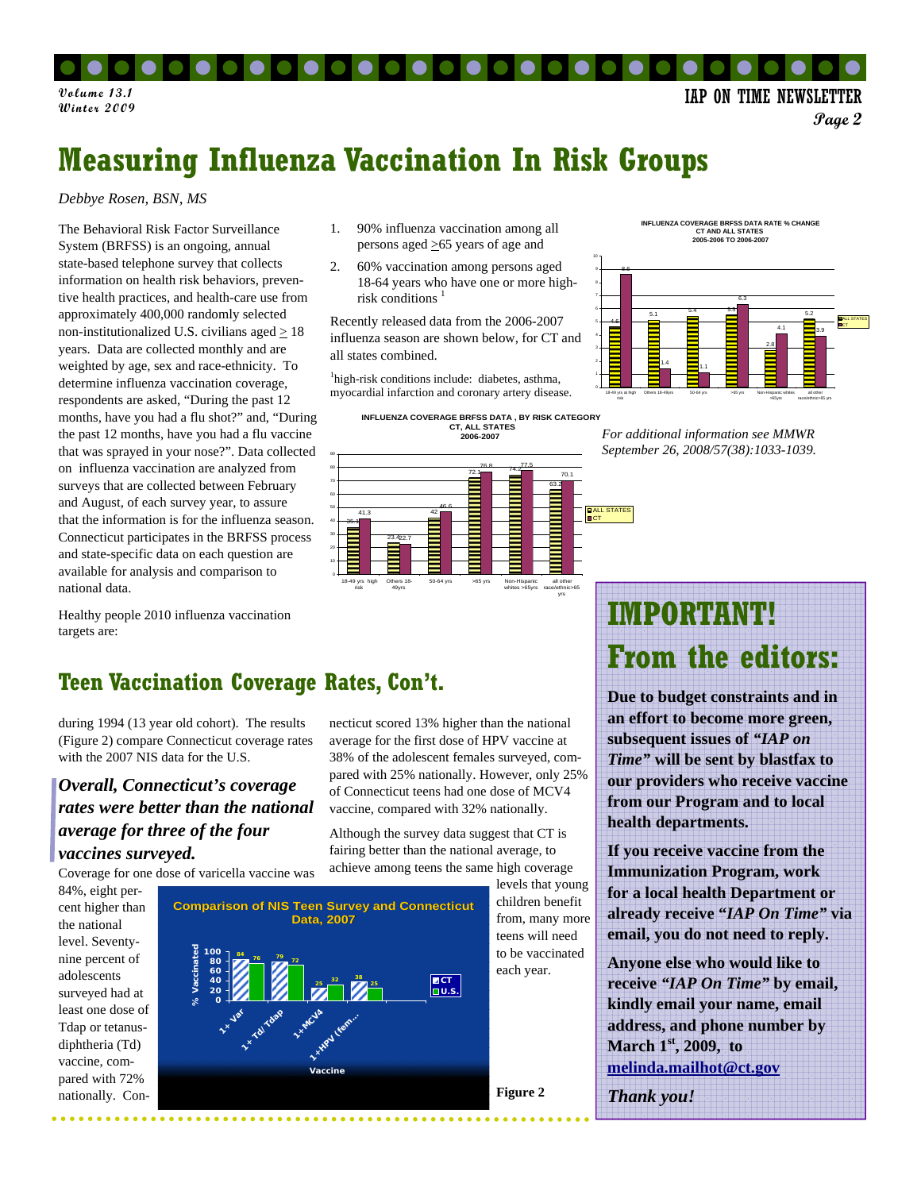# Measuring Influenza Vaccination In Risk Groups

*Debbye Rosen, BSN, MS*

The Behavioral Risk Factor Surveillance System (BRFSS) is an ongoing, annual state-based telephone survey that collects information on health risk behaviors, preventive health practices, and health-care use from approximately 400,000 randomly selected non-institutionalized U.S. civilians aged ≥ 18 years. Data are collected monthly and are weighted by age, sex and race-ethnicity. To determine influenza vaccination coverage, respondents are asked, "During the past 12 months, have you had a flu shot?" and, "During the past 12 months, have you had a flu vaccine that was sprayed in your nose?". Data collected on influenza vaccination are analyzed from surveys that are collected between February and August, of each survey year, to assure that the information is for the influenza season. Connecticut participates in the BRFSS process and state-specific data on each question are available for analysis and comparison to national data.

Healthy people 2010 influenza vaccination targets are:

1. 90% influenza vaccination among all persons aged ≥65 years of age and
2. 60% vaccination among persons aged 18-64 years who have one or more high-risk conditions [1]

Recently released data from the 2006-2007 influenza season are shown below, for CT and all states combined.

[1]high-risk conditions include: diabetes, asthma, myocardial infarction and coronary artery disease.

**INFLUENZA COVERAGE BRFSS DATA , BY RISK CATEGORY CT, ALL STATES 2006-2007**

| Risk category | ALL STATES | CT |
|---|---|---|
| 18-49 yrs high risk | 35.3 | 41.3 |
| Others 18-49yrs | 23.4 | 22.7 |
| 50-64 yrs | 42 | 46.6 |
| >65 yrs | 72.1 | 76.8 |
| Non-Hispanic whites >65yrs | 74.2 | 77.5 |
| all other race/ethnic>65 yrs | 63.2 | 70.1 |

**INFLUENZA COVERAGE BRFSS DATA RATE % CHANGE CT AND ALL STATES 2005-2006 TO 2006-2007**

| Risk category | ALL STATES | CT |
|---|---|---|
| 18-49 yrs at high risk | 4.6 | 8.6 |
| Others 18-49yrs | 5.1 | 1.4 |
| 50-64 yrs | 5.4 | 1.1 |
| >65 yrs | 5.5 | 6.3 |
| Non-Hispanic whites >65yrs | 2.8 | 4.1 |
| all other race/ethnic>65 yrs | 5.2 | 3.9 |

*For additional information see MMWR September 26, 2008/57(38):1033-1039.*

## Teen Vaccination Coverage Rates, Con't.

during 1994 (13 year old cohort). The results (Figure 2) compare Connecticut coverage rates with the 2007 NIS data for the U.S.

***Overall, Connecticut's coverage rates were better than the national average for three of the four vaccines surveyed.***

Coverage for one dose of varicella vaccine was 84%, eight percent higher than the national level. Seventy-nine percent of adolescents surveyed had at least one dose of Tdap or tetanus-diphtheria (Td) vaccine, compared with 72% nationally. Connecticut scored 13% higher than the national average for the first dose of HPV vaccine at 38% of the adolescent females surveyed, compared with 25% nationally. However, only 25% of Connecticut teens had one dose of MCV4 vaccine, compared with 32% nationally.

Although the survey data suggest that CT is fairing better than the national average, to achieve among teens the same high coverage levels that young children benefit from, many more teens will need to be vaccinated each year.

**Comparison of NIS Teen Survey and Connecticut Data, 2007**

| Vaccine | CT (% Vaccinated) | U.S. (% Vaccinated) |
|---|---|---|
| 1+ Var | 84 | 76 |
| 1+ Td/ Tdap | 79 | 72 |
| 1+MCV4 | 25 | 32 |
| 1+HPV (fem... | 38 | 25 |

**Figure 2**

# IMPORTANT! From the editors:

**Due to budget constraints and in an effort to become more green, subsequent issues of *"IAP on Time"* will be sent by blastfax to our providers who receive vaccine from our Program and to local health departments.**

**If you receive vaccine from the Immunization Program, work for a local health Department or already receive *"IAP On Time"* via email, you do not need to reply.**

**Anyone else who would like to receive *"IAP On Time"* by email, kindly email your name, email address, and phone number by March 1st, 2009, to melinda.mailhot@ct.gov**

***Thank you!***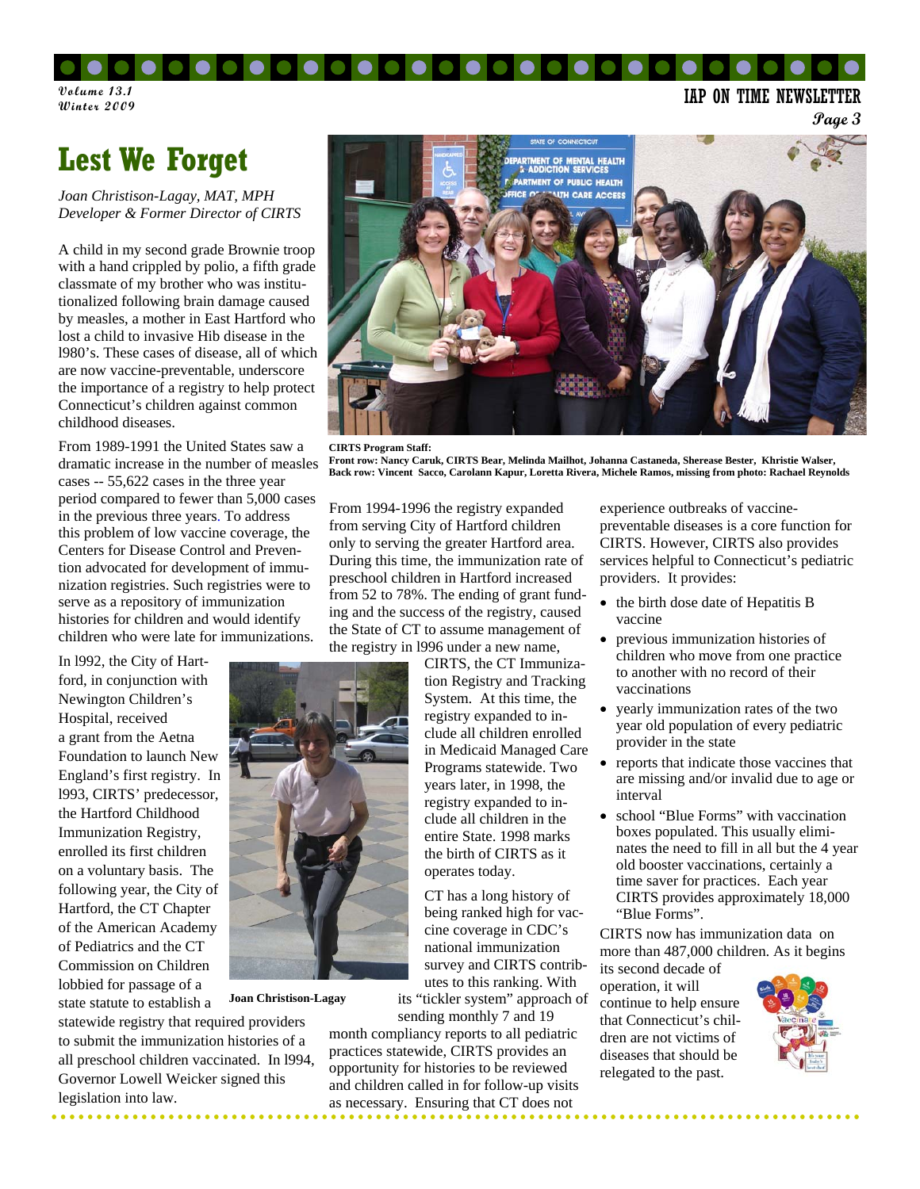# Lest We Forget

*Joan Christison-Lagay, MAT, MPH*
*Developer & Former Director of CIRTS*

A child in my second grade Brownie troop with a hand crippled by polio, a fifth grade classmate of my brother who was institutionalized following brain damage caused by measles, a mother in East Hartford who lost a child to invasive Hib disease in the l980's. These cases of disease, all of which are now vaccine-preventable, underscore the importance of a registry to help protect Connecticut's children against common childhood diseases.

From 1989-1991 the United States saw a dramatic increase in the number of measles cases -- 55,622 cases in the three year period compared to fewer than 5,000 cases in the previous three years. To address this problem of low vaccine coverage, the Centers for Disease Control and Prevention advocated for development of immunization registries. Such registries were to serve as a repository of immunization histories for children and would identify children who were late for immunizations.

In l992, the City of Hartford, in conjunction with Newington Children's Hospital, received a grant from the Aetna Foundation to launch New England's first registry. In l993, CIRTS' predecessor, the Hartford Childhood Immunization Registry, enrolled its first children on a voluntary basis. The following year, the City of Hartford, the CT Chapter of the American Academy of Pediatrics and the CT Commission on Children lobbied for passage of a state statute to establish a statewide registry that required providers to submit the immunization histories of a all preschool children vaccinated. In l994, Governor Lowell Weicker signed this legislation into law.

**Joan Christison-Lagay**

**CIRTS Program Staff:**
**Front row: Nancy Caruk, CIRTS Bear, Melinda Mailhot, Johanna Castaneda, Sherease Bester, Khristie Walser,**
**Back row: Vincent Sacco, Carolann Kapur, Loretta Rivera, Michele Ramos, missing from photo: Rachael Reynolds**

From 1994-1996 the registry expanded from serving City of Hartford children only to serving the greater Hartford area. During this time, the immunization rate of preschool children in Hartford increased from 52 to 78%. The ending of grant funding and the success of the registry, caused the State of CT to assume management of the registry in l996 under a new name, CIRTS, the CT Immunization Registry and Tracking System. At this time, the registry expanded to include all children enrolled in Medicaid Managed Care Programs statewide. Two years later, in 1998, the registry expanded to include all children in the entire State. 1998 marks the birth of CIRTS as it operates today.

CT has a long history of being ranked high for vaccine coverage in CDC's national immunization survey and CIRTS contributes to this ranking. With its "tickler system" approach of sending monthly 7 and 19 month compliancy reports to all pediatric practices statewide, CIRTS provides an opportunity for histories to be reviewed and children called in for follow-up visits as necessary. Ensuring that CT does not experience outbreaks of vaccine-preventable diseases is a core function for CIRTS. However, CIRTS also provides services helpful to Connecticut's pediatric providers. It provides:

- the birth dose date of Hepatitis B vaccine
- previous immunization histories of children who move from one practice to another with no record of their vaccinations
- yearly immunization rates of the two year old population of every pediatric provider in the state
- reports that indicate those vaccines that are missing and/or invalid due to age or interval
- school "Blue Forms" with vaccination boxes populated. This usually eliminates the need to fill in all but the 4 year old booster vaccinations, certainly a time saver for practices. Each year CIRTS provides approximately 18,000 "Blue Forms".

CIRTS now has immunization data on more than 487,000 children. As it begins its second decade of operation, it will continue to help ensure that Connecticut's children are not victims of diseases that should be relegated to the past.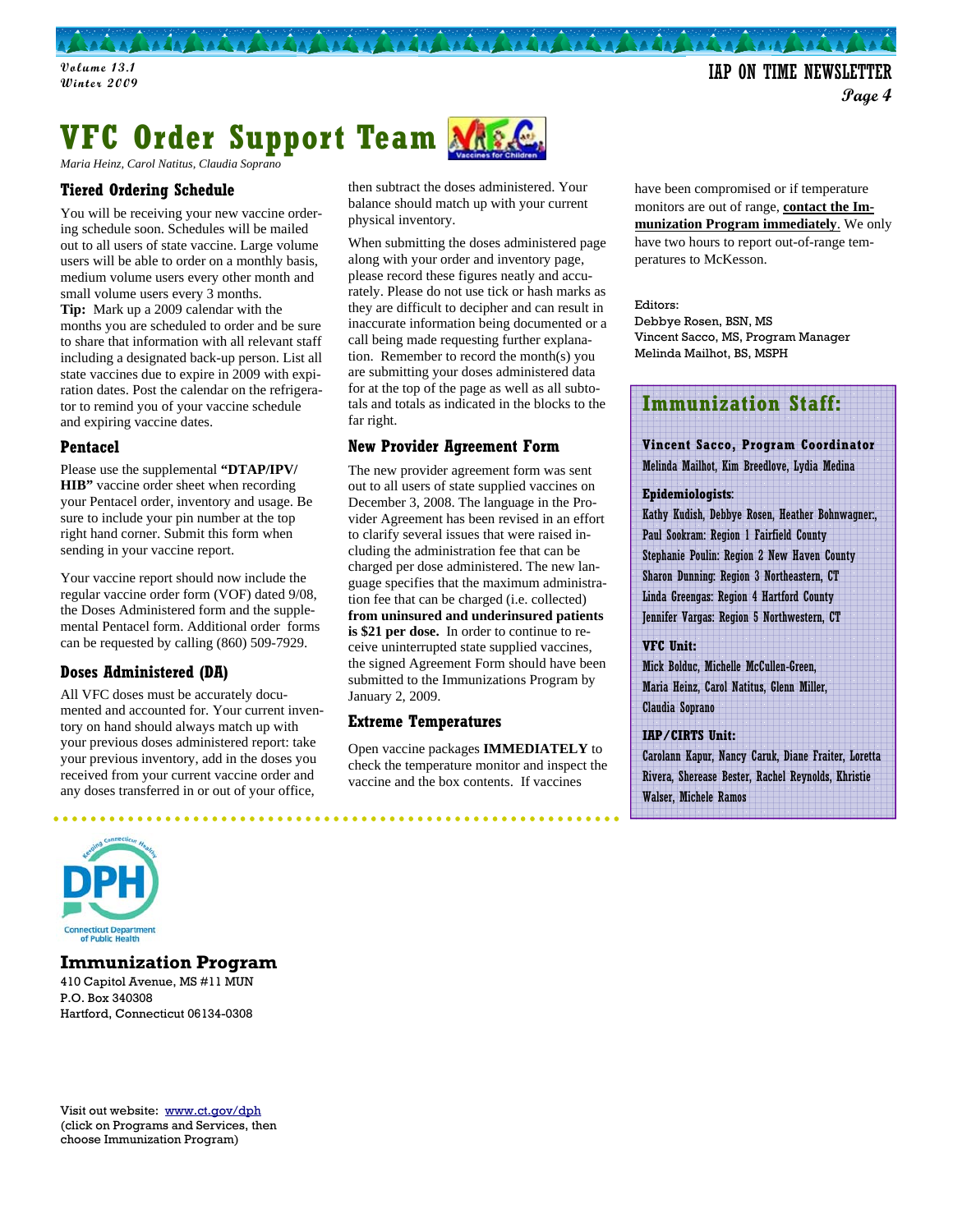# VFC Order Support Team

*Maria Heinz, Carol Natitus, Claudia Soprano*

## Tiered Ordering Schedule

You will be receiving your new vaccine ordering schedule soon. Schedules will be mailed out to all users of state vaccine. Large volume users will be able to order on a monthly basis, medium volume users every other month and small volume users every 3 months.

**Tip:** Mark up a 2009 calendar with the months you are scheduled to order and be sure to share that information with all relevant staff including a designated back-up person. List all state vaccines due to expire in 2009 with expiration dates. Post the calendar on the refrigerator to remind you of your vaccine schedule and expiring vaccine dates.

## Pentacel

Please use the supplemental **"DTAP/IPV/HIB"** vaccine order sheet when recording your Pentacel order, inventory and usage. Be sure to include your pin number at the top right hand corner. Submit this form when sending in your vaccine report.

Your vaccine report should now include the regular vaccine order form (VOF) dated 9/08, the Doses Administered form and the supplemental Pentacel form. Additional order forms can be requested by calling (860) 509-7929.

## Doses Administered (DA)

All VFC doses must be accurately documented and accounted for. Your current inventory on hand should always match up with your previous doses administered report: take your previous inventory, add in the doses you received from your current vaccine order and any doses transferred in or out of your office, then subtract the doses administered. Your balance should match up with your current physical inventory.

When submitting the doses administered page along with your order and inventory page, please record these figures neatly and accurately. Please do not use tick or hash marks as they are difficult to decipher and can result in inaccurate information being documented or a call being made requesting further explanation. Remember to record the month(s) you are submitting your doses administered data for at the top of the page as well as all subtotals and totals as indicated in the blocks to the far right.

## New Provider Agreement Form

The new provider agreement form was sent out to all users of state supplied vaccines on December 3, 2008. The language in the Provider Agreement has been revised in an effort to clarify several issues that were raised including the administration fee that can be charged per dose administered. The new language specifies that the maximum administration fee that can be charged (i.e. collected) **from uninsured and underinsured patients is $21 per dose.** In order to continue to receive uninterrupted state supplied vaccines, the signed Agreement Form should have been submitted to the Immunizations Program by January 2, 2009.

## Extreme Temperatures

Open vaccine packages **IMMEDIATELY** to check the temperature monitor and inspect the vaccine and the box contents. If vaccines have been compromised or if temperature monitors are out of range, **contact the Immunization Program immediately**. We only have two hours to report out-of-range temperatures to McKesson.

Editors:
Debbye Rosen, BSN, MS
Vincent Sacco, MS, Program Manager
Melinda Mailhot, BS, MSPH

## Immunization Staff:

**Vincent Sacco, Program Coordinator**
Melinda Mailhot, Kim Breedlove, Lydia Medina

**Epidemiologists**:
Kathy Kudish, Debbye Rosen, Heather Bohnwagner:,
Paul Sookram: Region 1 Fairfield County
Stephanie Poulin: Region 2 New Haven County
Sharon Dunning: Region 3 Northeastern, CT
Linda Greengas: Region 4 Hartford County
Jennifer Vargas: Region 5 Northwestern, CT

**VFC Unit:**
Mick Bolduc, Michelle McCullen-Green, Maria Heinz, Carol Natitus, Glenn Miller, Claudia Soprano

**IAP/CIRTS Unit:**
Carolann Kapur, Nancy Caruk, Diane Fraiter, Loretta Rivera, Sherease Bester, Rachel Reynolds, Khristie Walser, Michele Ramos

Keeping Connecticut Healthy
DPH
Connecticut Department of Public Health

## Immunization Program

410 Capitol Avenue, MS #11 MUN
P.O. Box 340308
Hartford, Connecticut 06134-0308

Visit out website: www.ct.gov/dph
(click on Programs and Services, then choose Immunization Program)